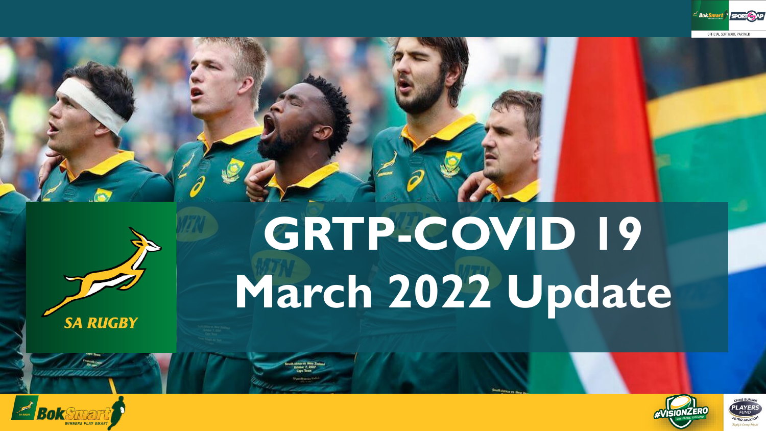# GRTP-COVID 19 March 2022 Update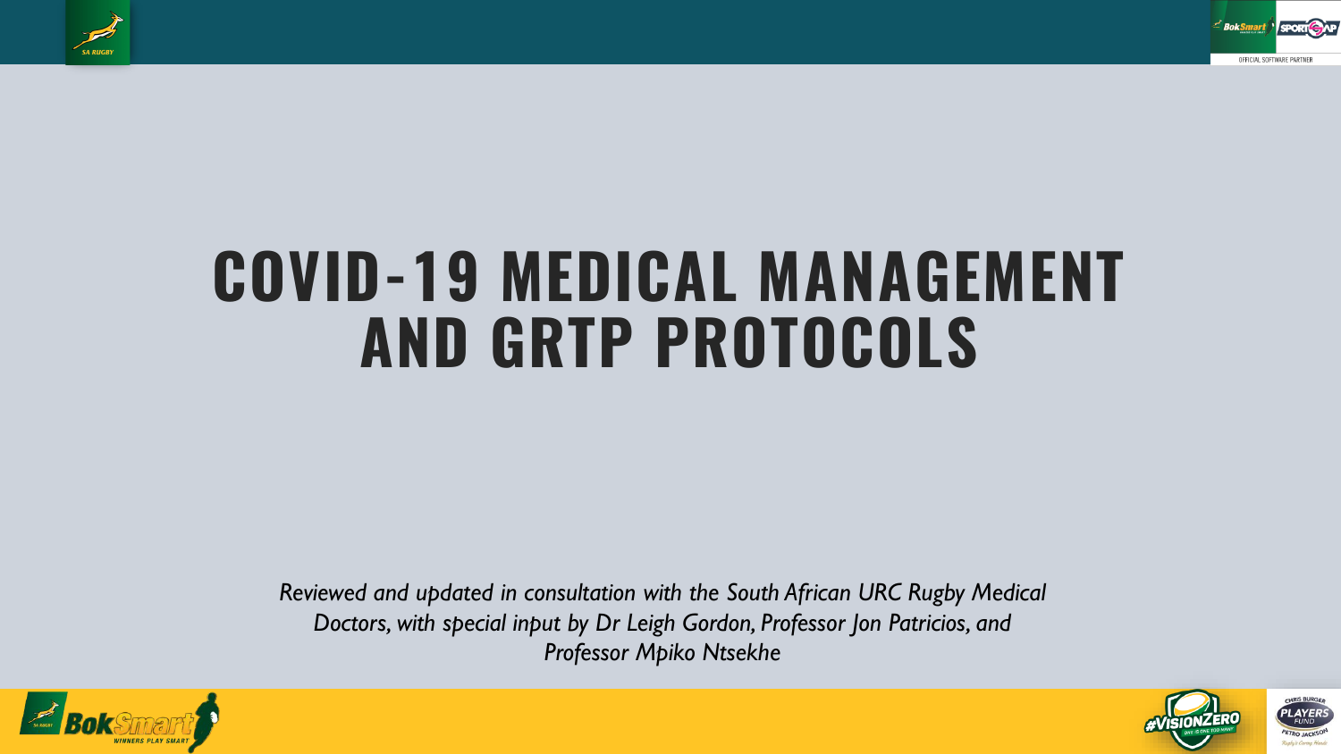# COVID-19 MEDICAL MANAGEMENT AND GRTP PROTOCOLS

*Reviewed and updated in consultation with the South African URC Rugby Medical Doctors, with special input by Dr Leigh Gordon, Professor Jon Patricios, and Professor Mpiko Ntsekhe*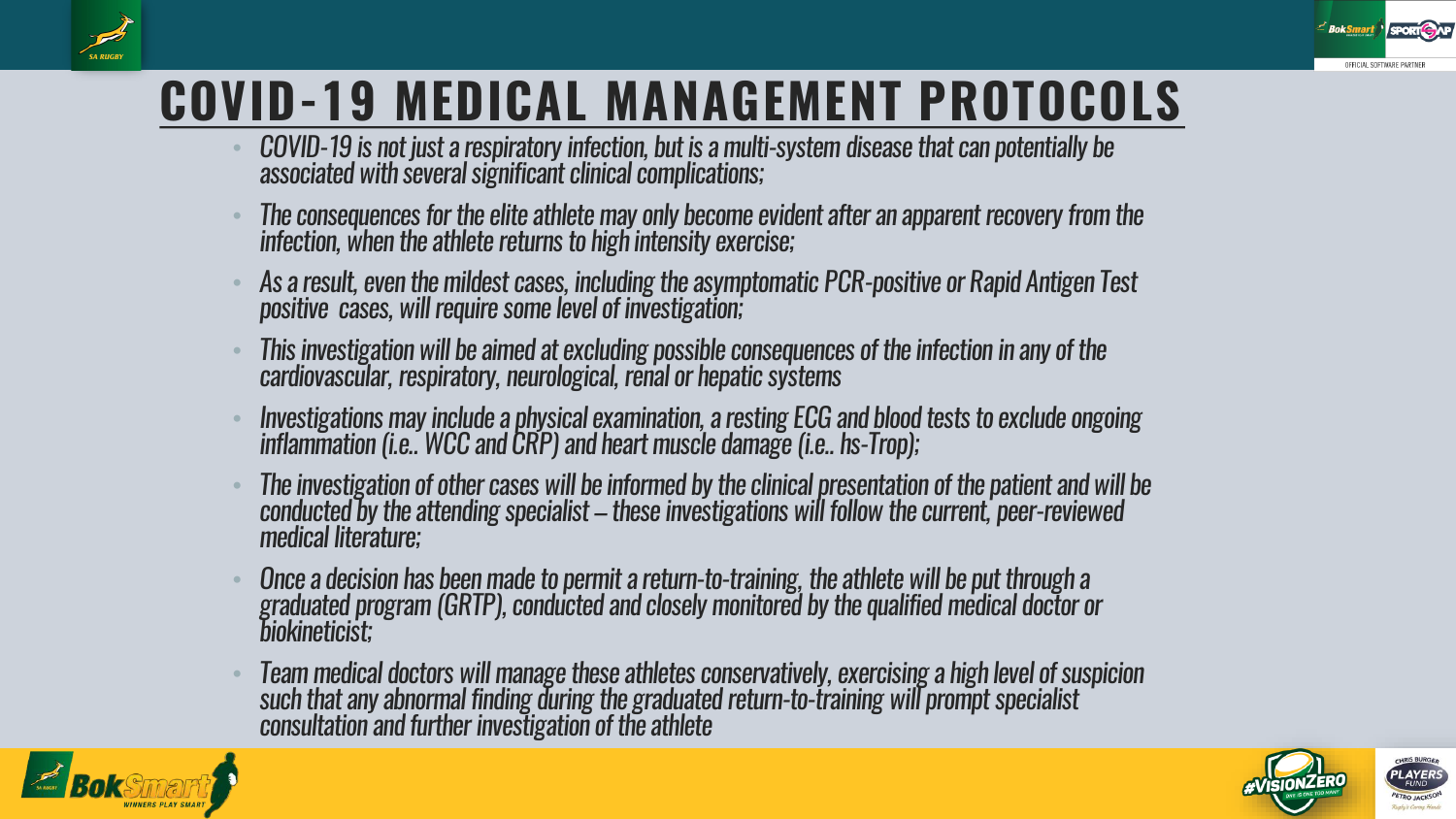# COVID-19 MEDICAL MANAGEMENT PROTOCOLS

- *COVID-19 is not just a respiratory infection, but is a multi-system disease that can potentially be associated with several significant clinical complications;*
- *The consequences for the elite athlete may only become evident after an apparent recovery from the infection, when the athlete returns to high intensity exercise;*
- *As a result, even the mildest cases, including the asymptomatic PCR-positive or Rapid Antigen Test positive cases, will require some level of investigation;*
- *This investigation will be aimed at excluding possible consequences of the infection in any of the cardiovascular, respiratory, neurological, renal or hepatic systems*
- *Investigations may include a physical examination, a resting ECG and blood tests to exclude ongoing inflammation (i.e.. WCC and CRP) and heart muscle damage (i.e.. hs-Trop);*
- *The investigation of other cases will be informed by the clinical presentation of the patient and will be conducted by the attending specialist – these investigations will follow the current, peer-reviewed medical literature;*
- *Once a decision has been made to permit a return-to-training, the athlete will be put through a graduated program (GRTP), conducted and closely monitored by the qualified medical doctor or biokineticist;*
- *Team medical doctors will manage these athletes conservatively, exercising a high level of suspicion such that any abnormal finding during the graduated return-to-training will prompt specialist consultation and further investigation of the athlete*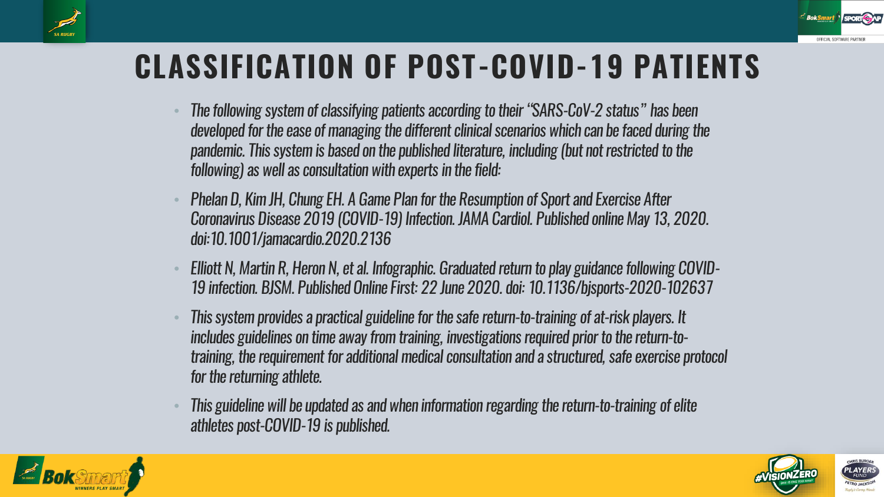# CLASSIFICATION OF POST-COVID-19 PATIENTS

- *The following system of classifying patients according to their "SARS-CoV-2 status" has been developed for the ease of managing the different clinical scenarios which can be faced during the pandemic. This system is based on the published literature, including (but not restricted to the following) as well as consultation with experts in the field:*
- *Phelan D, Kim JH, Chung EH. A Game Plan for the Resumption of Sport and Exercise After Coronavirus Disease 2019 (COVID-19) Infection. JAMA Cardiol. Published online May 13, 2020. doi:10.1001/jamacardio.2020.2136*
- *Elliott N, Martin R, Heron N, et al. Infographic. Graduated return to play guidance following COVID-19 infection. BJSM. Published Online First: 22 June 2020. doi: 10.1136/bjsports-2020-102637*
- *This system provides a practical guideline for the safe return-to-training of at-risk players. It includes guidelines on time away from training, investigations required prior to the return-to-training, the requirement for additional medical consultation and a structured, safe exercise protocol for the returning athlete.*
- *This guideline will be updated as and when information regarding the return-to-training of elite athletes post-COVID-19 is published.*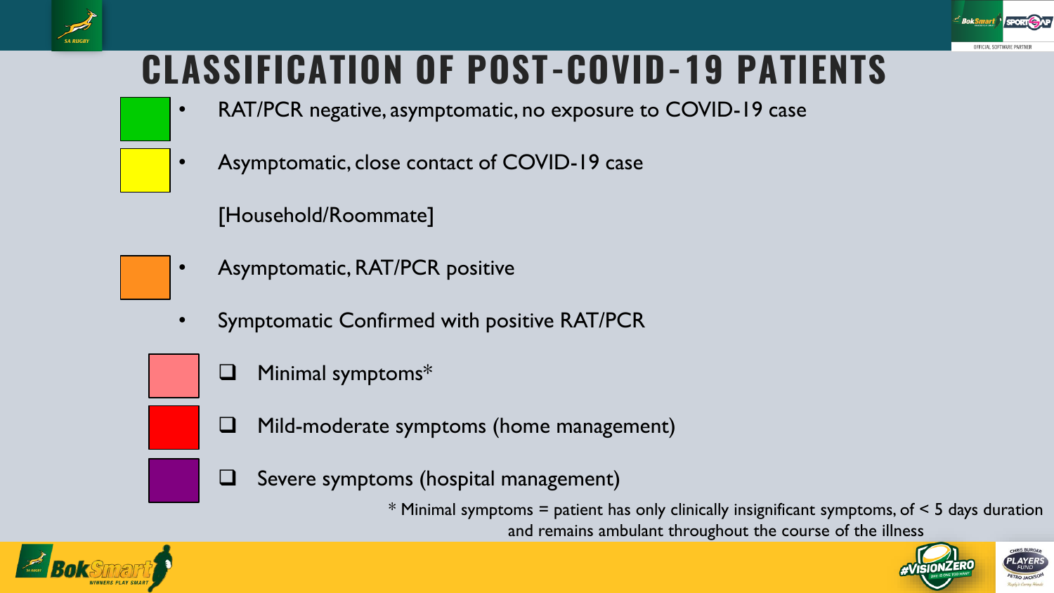# CLASSIFICATION OF POST-COVID-19 PATIENTS

- RAT/PCR negative, asymptomatic, no exposure to COVID-19 case
- Asymptomatic, close contact of COVID-19 case

  [Household/Roommate]
- Asymptomatic, RAT/PCR positive
- Symptomatic Confirmed with positive RAT/PCR
  - Minimal symptoms*
  - Mild-moderate symptoms (home management)
  - Severe symptoms (hospital management)

* Minimal symptoms = patient has only clinically insignificant symptoms, of < 5 days duration and remains ambulant throughout the course of the illness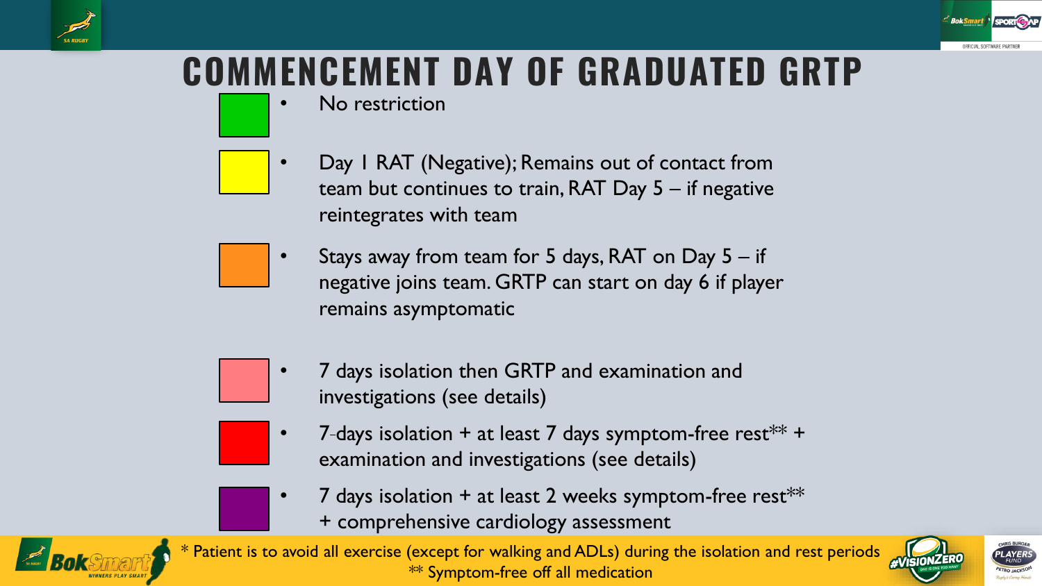# COMMENCEMENT DAY OF GRADUATED GRTP

- No restriction
- Day 1 RAT (Negative); Remains out of contact from team but continues to train, RAT Day 5 – if negative reintegrates with team
- Stays away from team for 5 days, RAT on Day 5 – if negative joins team. GRTP can start on day 6 if player remains asymptomatic
- 7 days isolation then GRTP and examination and investigations (see details)
- 7-days isolation + at least 7 days symptom-free rest** + examination and investigations (see details)
- 7 days isolation + at least 2 weeks symptom-free rest** + comprehensive cardiology assessment

\* Patient is to avoid all exercise (except for walking and ADLs) during the isolation and rest periods
** Symptom-free off all medication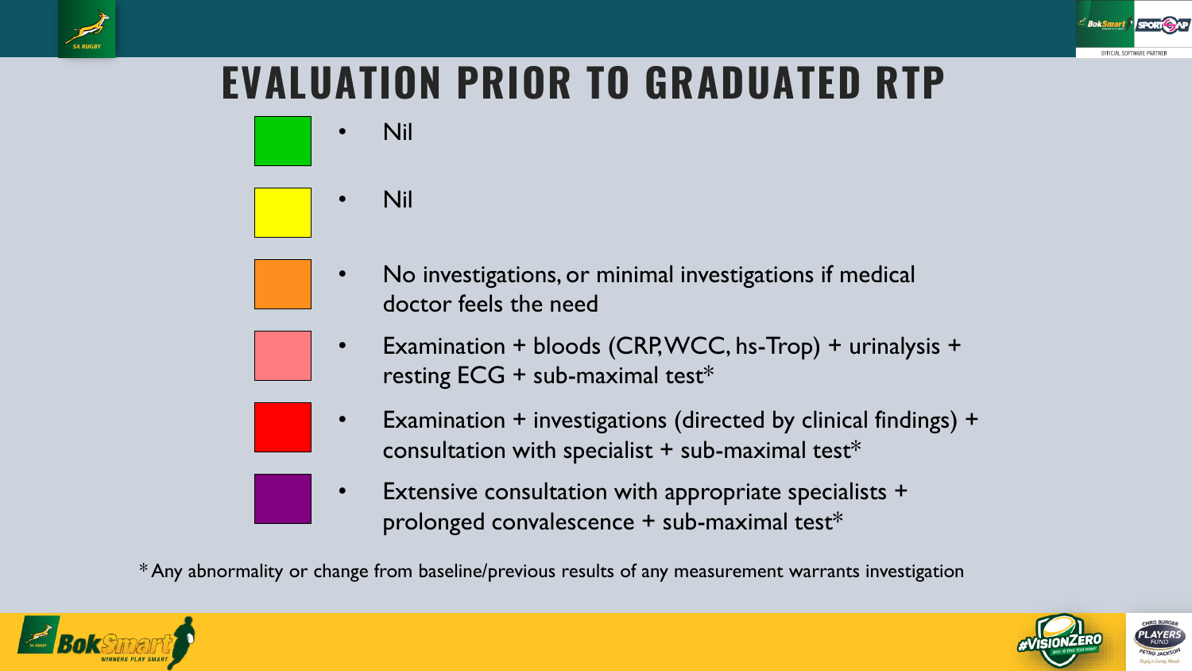# EVALUATION PRIOR TO GRADUATED RTP

- Nil
- Nil
- No investigations, or minimal investigations if medical doctor feels the need
- Examination + bloods (CRP, WCC, hs-Trop) + urinalysis + resting ECG + sub-maximal test*
- Examination + investigations (directed by clinical findings) + consultation with specialist + sub-maximal test*
- Extensive consultation with appropriate specialists + prolonged convalescence + sub-maximal test*

* Any abnormality or change from baseline/previous results of any measurement warrants investigation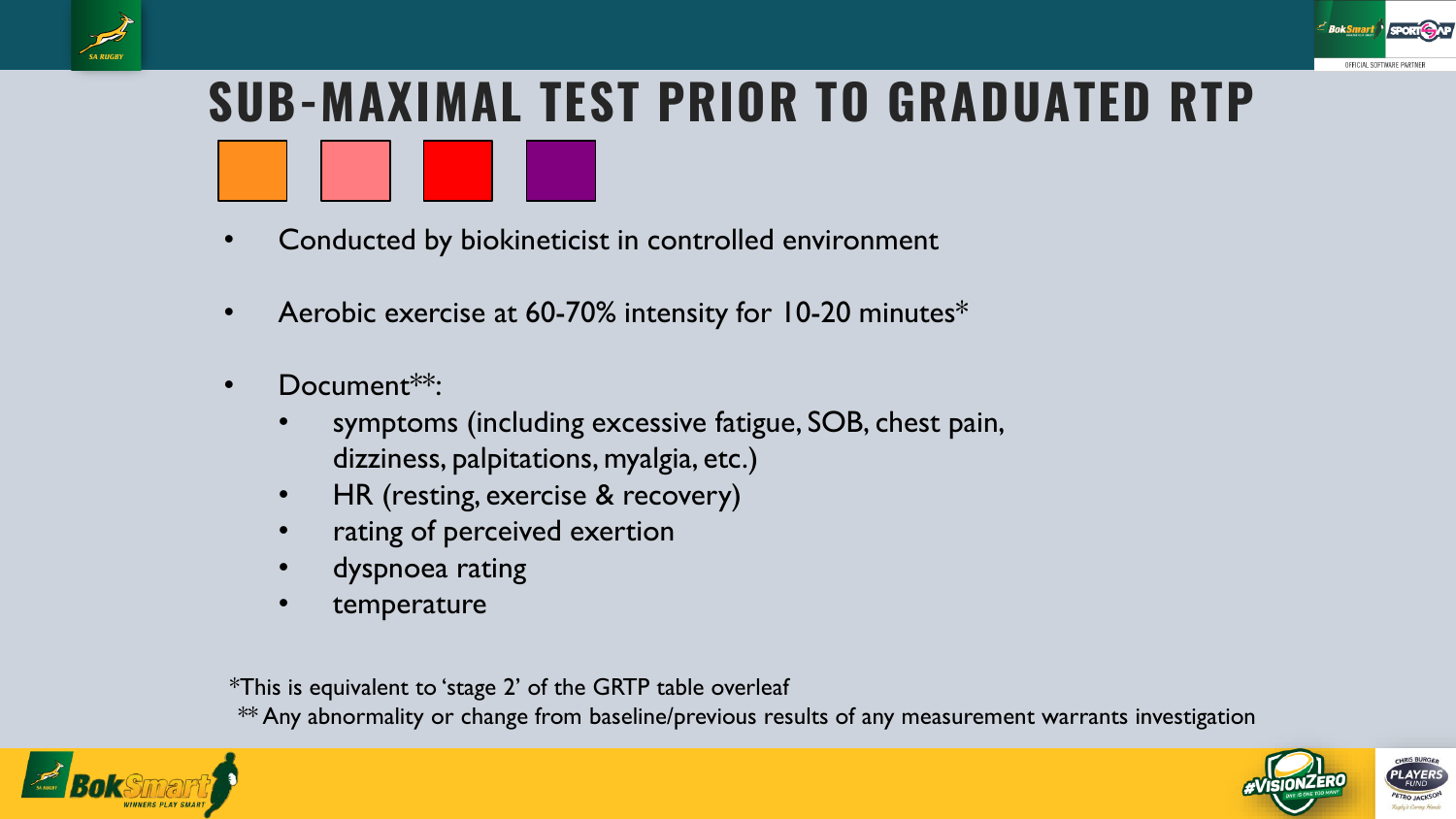# SUB-MAXIMAL TEST PRIOR TO GRADUATED RTP

- Conducted by biokineticist in controlled environment
- Aerobic exercise at 60-70% intensity for 10-20 minutes*
- Document**:
  - symptoms (including excessive fatigue, SOB, chest pain, dizziness, palpitations, myalgia, etc.)
  - HR (resting, exercise & recovery)
  - rating of perceived exertion
  - dyspnoea rating
  - temperature

*This is equivalent to 'stage 2' of the GRTP table overleaf

** Any abnormality or change from baseline/previous results of any measurement warrants investigation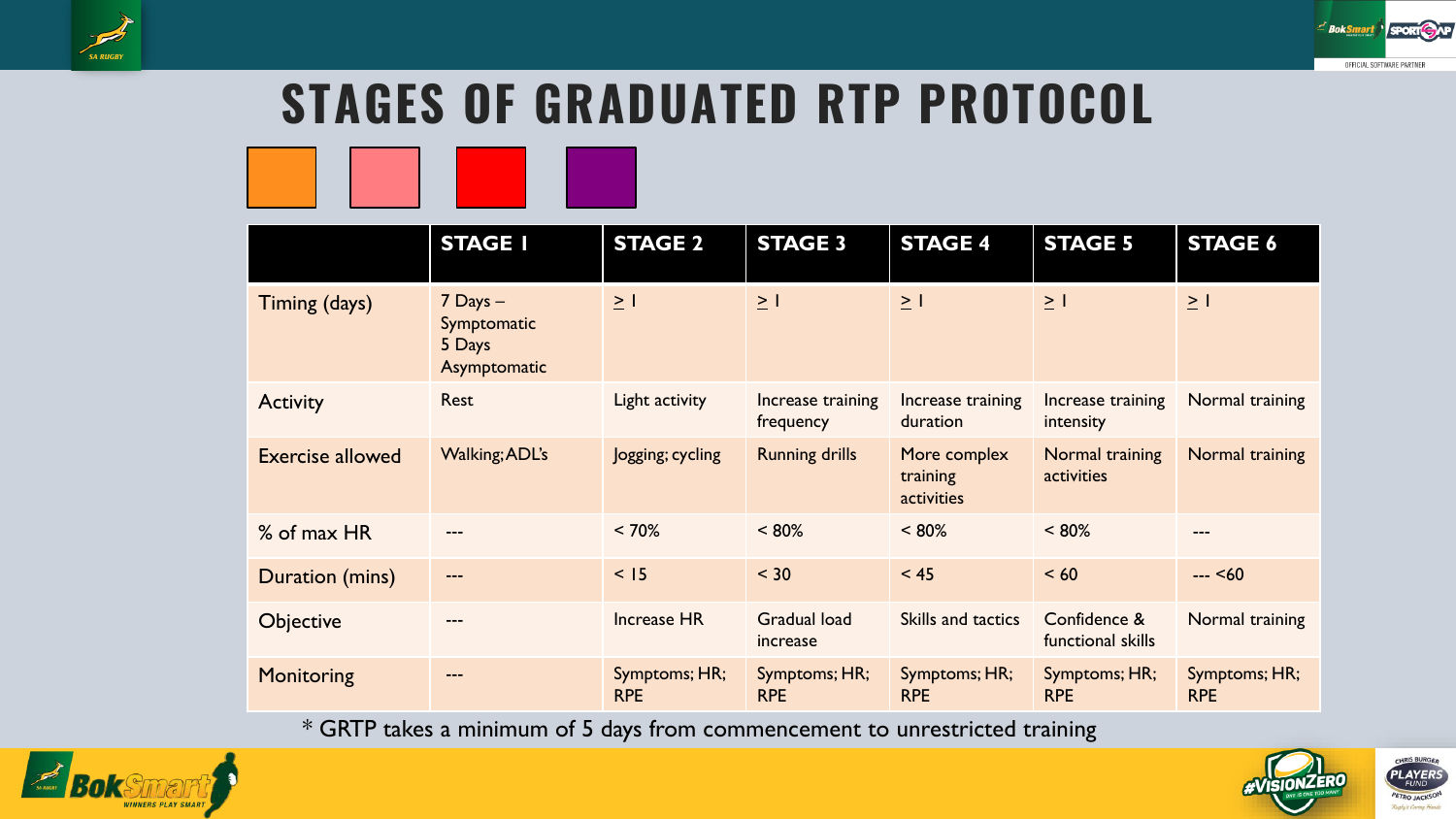# STAGES OF GRADUATED RTP PROTOCOL

| | STAGE 1 | STAGE 2 | STAGE 3 | STAGE 4 | STAGE 5 | STAGE 6 |
|---|---|---|---|---|---|---|
| Timing (days) | 7 Days – Symptomatic 5 Days Asymptomatic | ≥ 1 | ≥ 1 | ≥ 1 | ≥ 1 | ≥ 1 |
| Activity | Rest | Light activity | Increase training frequency | Increase training duration | Increase training intensity | Normal training |
| Exercise allowed | Walking; ADL's | Jogging; cycling | Running drills | More complex training activities | Normal training activities | Normal training |
| % of max HR | --- | < 70% | < 80% | < 80% | < 80% | --- |
| Duration (mins) | --- | < 15 | < 30 | < 45 | < 60 | --- <60 |
| Objective | --- | Increase HR | Gradual load increase | Skills and tactics | Confidence & functional skills | Normal training |
| Monitoring | --- | Symptoms; HR; RPE | Symptoms; HR; RPE | Symptoms; HR; RPE | Symptoms; HR; RPE | Symptoms; HR; RPE |

* GRTP takes a minimum of 5 days from commencement to unrestricted training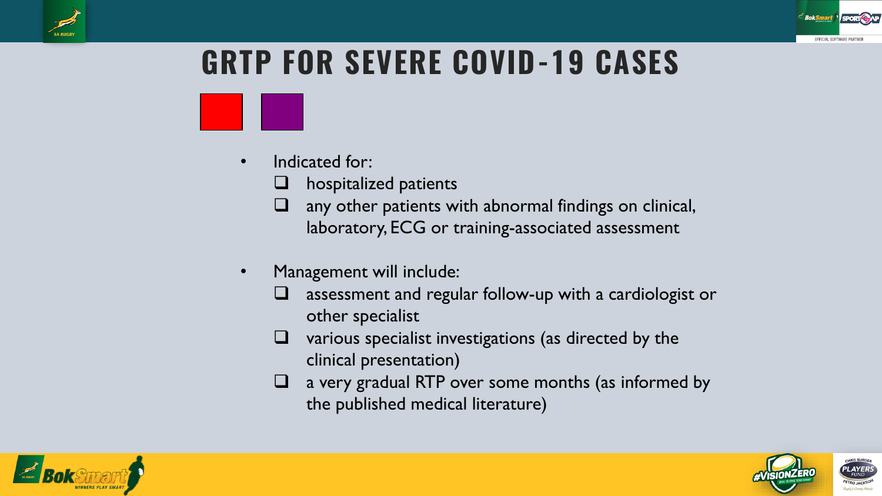# GRTP FOR SEVERE COVID-19 CASES

- Indicated for:
  - hospitalized patients
  - any other patients with abnormal findings on clinical, laboratory, ECG or training-associated assessment

- Management will include:
  - assessment and regular follow-up with a cardiologist or other specialist
  - various specialist investigations (as directed by the clinical presentation)
  - a very gradual RTP over some months (as informed by the published medical literature)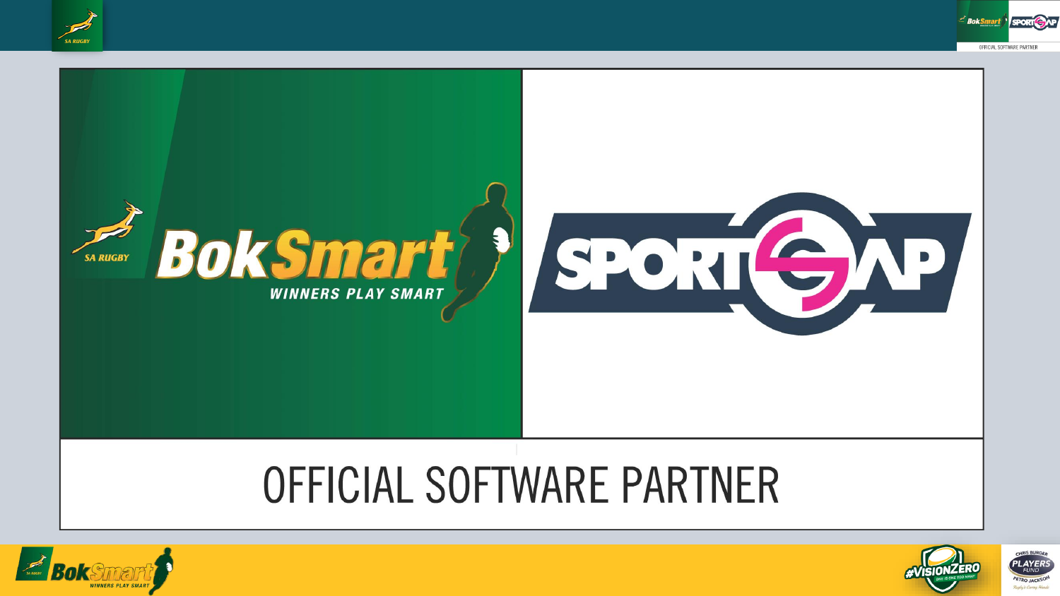SA RUGBY BokSmart WINNERS PLAY SMART

SPORTGAP

# OFFICIAL SOFTWARE PARTNER